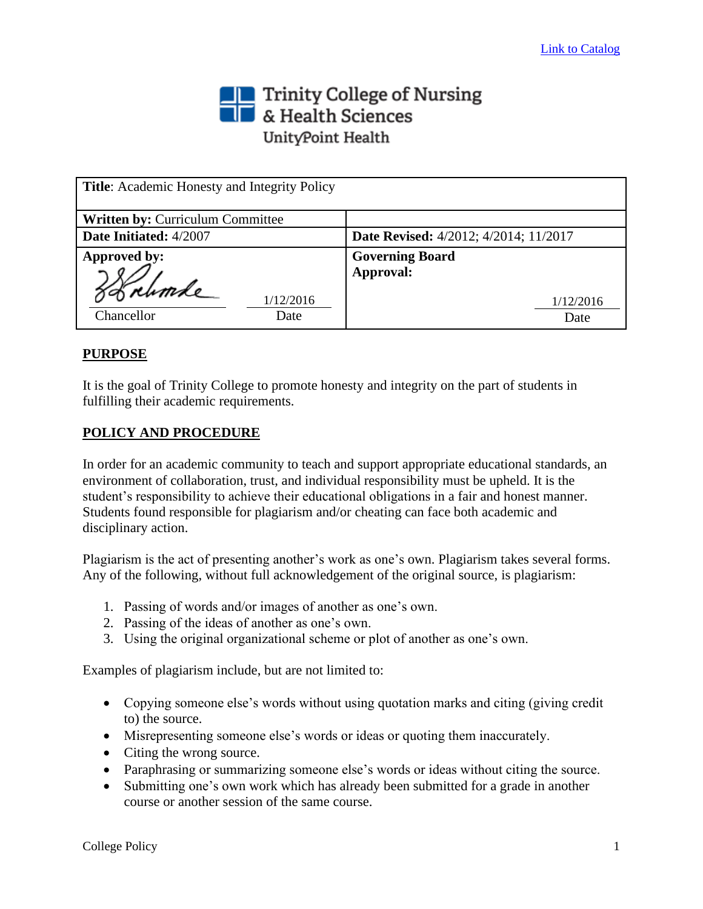[Link to Catalog]

Trinity College of Nursing & Health Sciences
UnityPoint Health

| **Title**: Academic Honesty and Integrity Policy | |
|---|---|
| **Written by:** Curriculum Committee | |
| **Date Initiated:** 4/2007 | **Date Revised:** 4/2012; 4/2014; 11/2017 |
| **Approved by:** Chancellor — 1/12/2016 (Date) | **Governing Board Approval:** 1/12/2016 (Date) |

## PURPOSE

It is the goal of Trinity College to promote honesty and integrity on the part of students in fulfilling their academic requirements.

## POLICY AND PROCEDURE

In order for an academic community to teach and support appropriate educational standards, an environment of collaboration, trust, and individual responsibility must be upheld. It is the student's responsibility to achieve their educational obligations in a fair and honest manner. Students found responsible for plagiarism and/or cheating can face both academic and disciplinary action.

Plagiarism is the act of presenting another's work as one's own. Plagiarism takes several forms. Any of the following, without full acknowledgement of the original source, is plagiarism:

1. Passing of words and/or images of another as one's own.
2. Passing of the ideas of another as one's own.
3. Using the original organizational scheme or plot of another as one's own.

Examples of plagiarism include, but are not limited to:

- Copying someone else's words without using quotation marks and citing (giving credit to) the source.
- Misrepresenting someone else's words or ideas or quoting them inaccurately.
- Citing the wrong source.
- Paraphrasing or summarizing someone else's words or ideas without citing the source.
- Submitting one's own work which has already been submitted for a grade in another course or another session of the same course.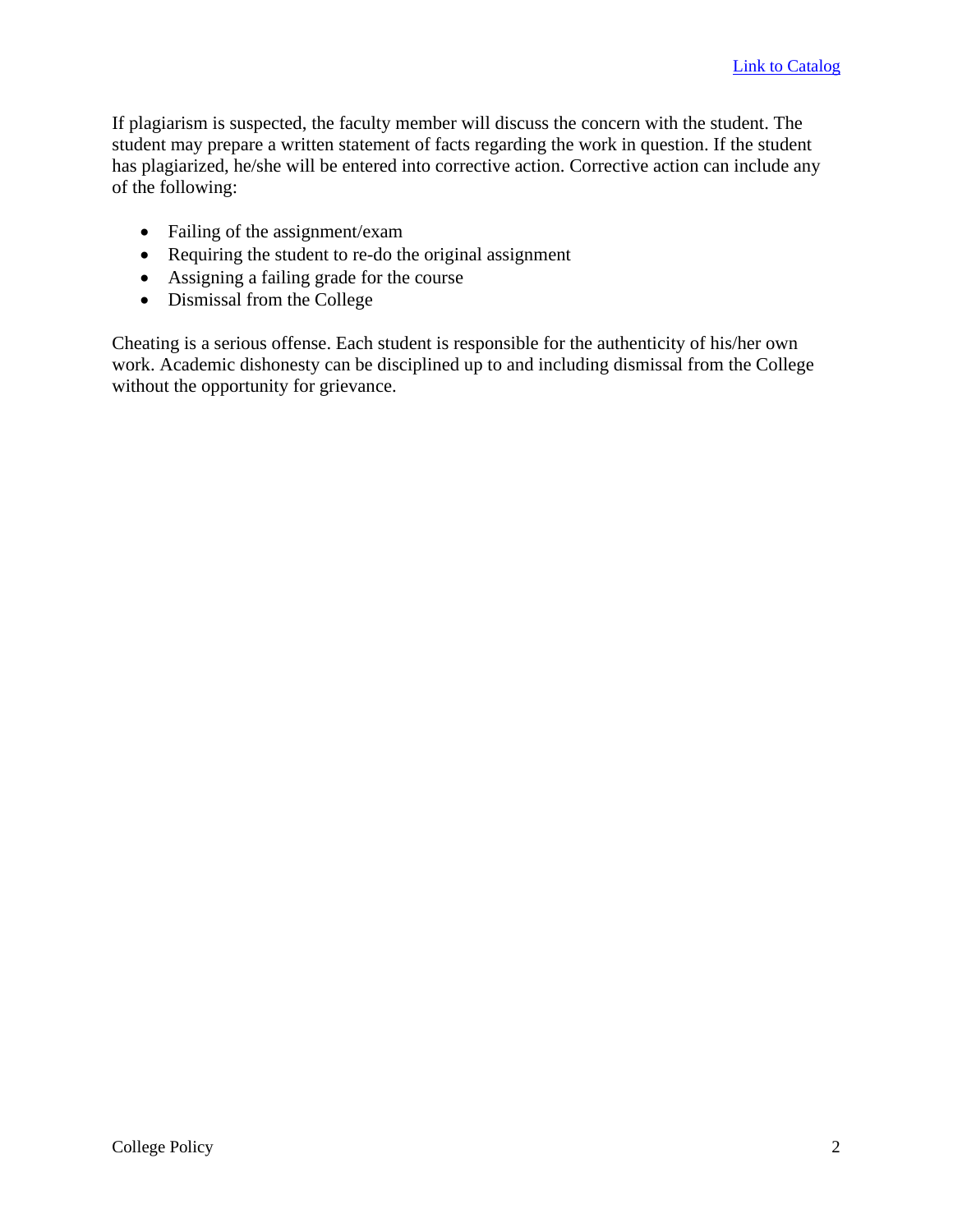[Link to Catalog]

If plagiarism is suspected, the faculty member will discuss the concern with the student. The student may prepare a written statement of facts regarding the work in question. If the student has plagiarized, he/she will be entered into corrective action. Corrective action can include any of the following:

- Failing of the assignment/exam
- Requiring the student to re-do the original assignment
- Assigning a failing grade for the course
- Dismissal from the College

Cheating is a serious offense. Each student is responsible for the authenticity of his/her own work. Academic dishonesty can be disciplined up to and including dismissal from the College without the opportunity for grievance.